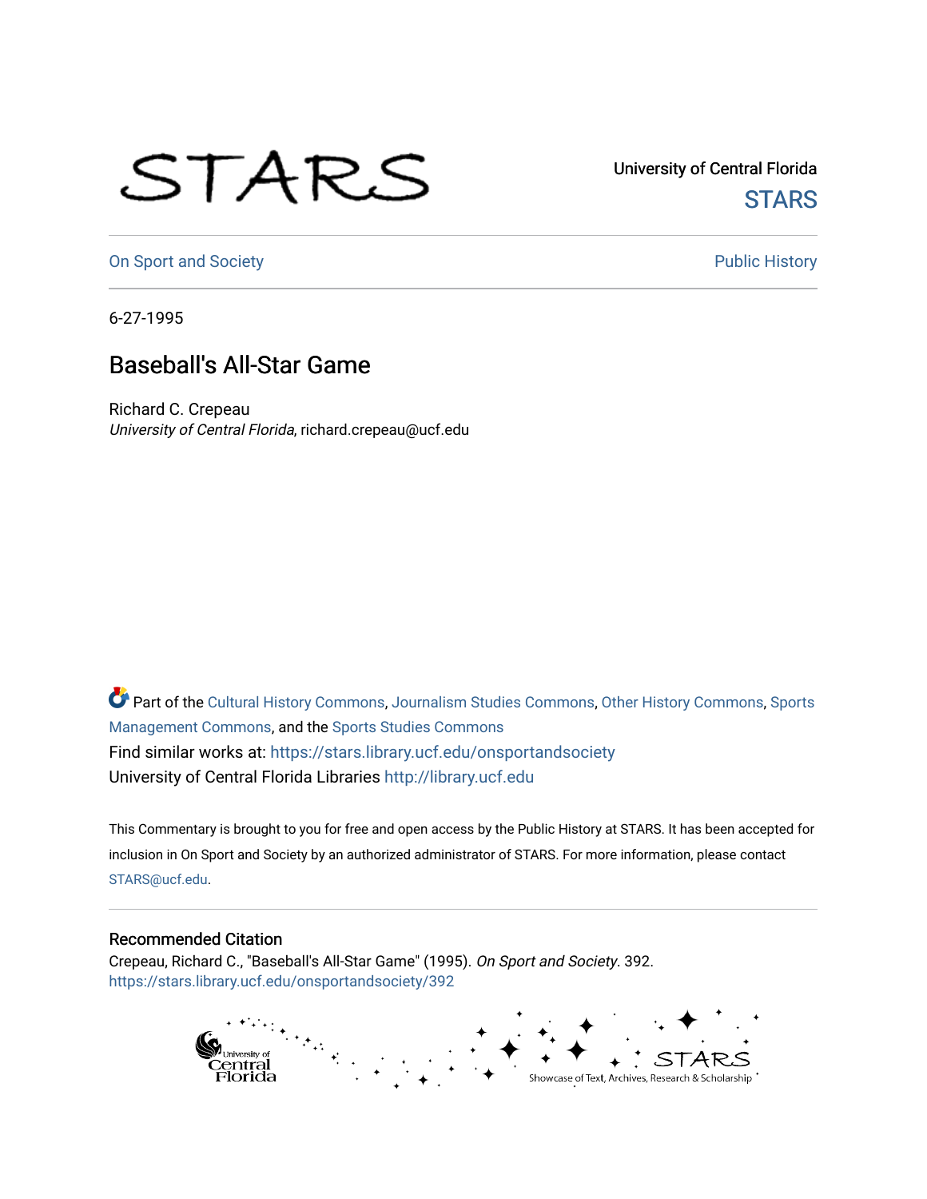STARS

University of Central Florida
STARS

On Sport and Society | Public History

6-27-1995

# Baseball's All-Star Game

Richard C. Crepeau
*University of Central Florida*, richard.crepeau@ucf.edu

Part of the Cultural History Commons, Journalism Studies Commons, Other History Commons, Sports Management Commons, and the Sports Studies Commons
Find similar works at: https://stars.library.ucf.edu/onsportandsociety
University of Central Florida Libraries http://library.ucf.edu

This Commentary is brought to you for free and open access by the Public History at STARS. It has been accepted for inclusion in On Sport and Society by an authorized administrator of STARS. For more information, please contact STARS@ucf.edu.

## Recommended Citation

Crepeau, Richard C., "Baseball's All-Star Game" (1995). *On Sport and Society*. 392.
https://stars.library.ucf.edu/onsportandsociety/392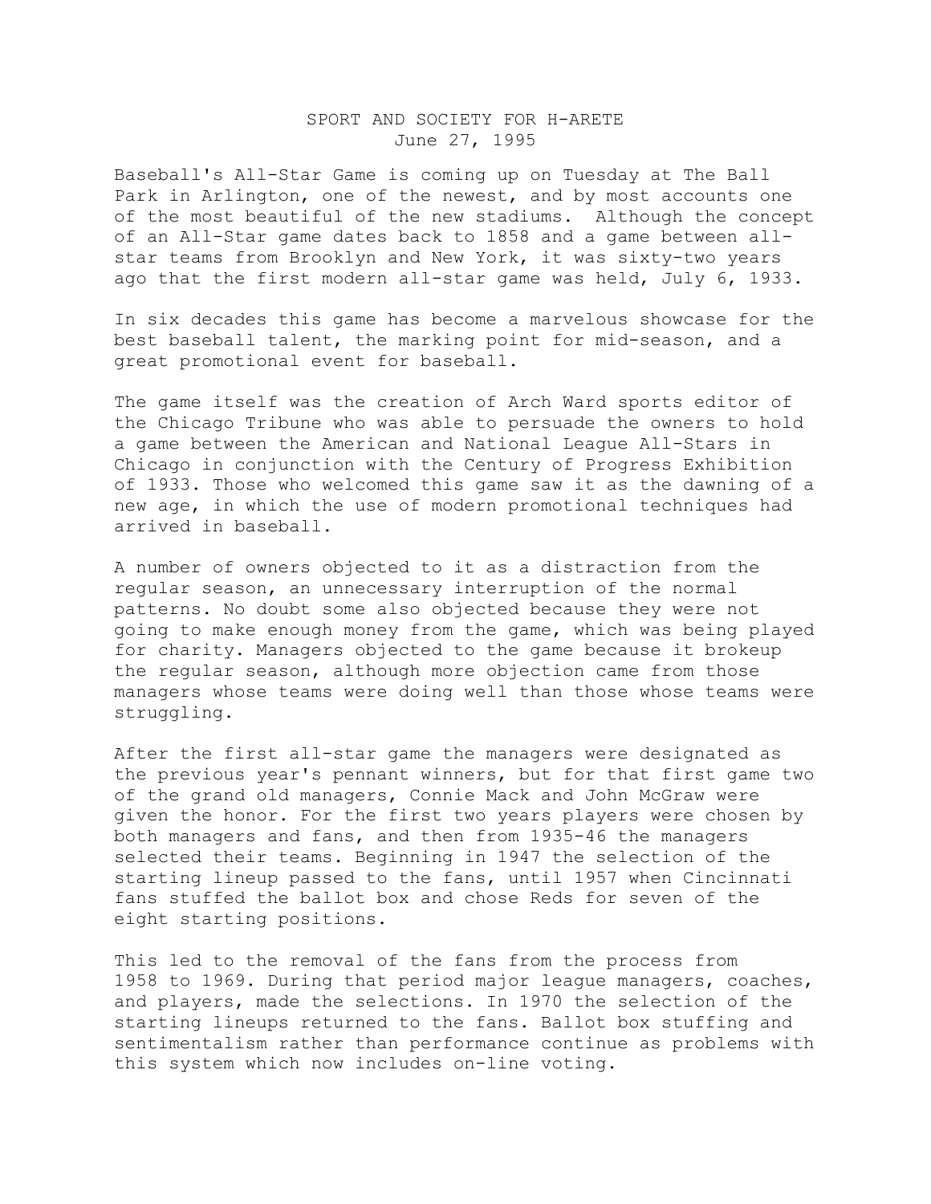SPORT AND SOCIETY FOR H-ARETE
June 27, 1995

Baseball's All-Star Game is coming up on Tuesday at The Ball Park in Arlington, one of the newest, and by most accounts one of the most beautiful of the new stadiums. Although the concept of an All-Star game dates back to 1858 and a game between all-star teams from Brooklyn and New York, it was sixty-two years ago that the first modern all-star game was held, July 6, 1933.

In six decades this game has become a marvelous showcase for the best baseball talent, the marking point for mid-season, and a great promotional event for baseball.

The game itself was the creation of Arch Ward sports editor of the Chicago Tribune who was able to persuade the owners to hold a game between the American and National League All-Stars in Chicago in conjunction with the Century of Progress Exhibition of 1933. Those who welcomed this game saw it as the dawning of a new age, in which the use of modern promotional techniques had arrived in baseball.

A number of owners objected to it as a distraction from the regular season, an unnecessary interruption of the normal patterns. No doubt some also objected because they were not going to make enough money from the game, which was being played for charity. Managers objected to the game because it brokeup the regular season, although more objection came from those managers whose teams were doing well than those whose teams were struggling.

After the first all-star game the managers were designated as the previous year's pennant winners, but for that first game two of the grand old managers, Connie Mack and John McGraw were given the honor. For the first two years players were chosen by both managers and fans, and then from 1935-46 the managers selected their teams. Beginning in 1947 the selection of the starting lineup passed to the fans, until 1957 when Cincinnati fans stuffed the ballot box and chose Reds for seven of the eight starting positions.

This led to the removal of the fans from the process from 1958 to 1969. During that period major league managers, coaches, and players, made the selections. In 1970 the selection of the starting lineups returned to the fans. Ballot box stuffing and sentimentalism rather than performance continue as problems with this system which now includes on-line voting.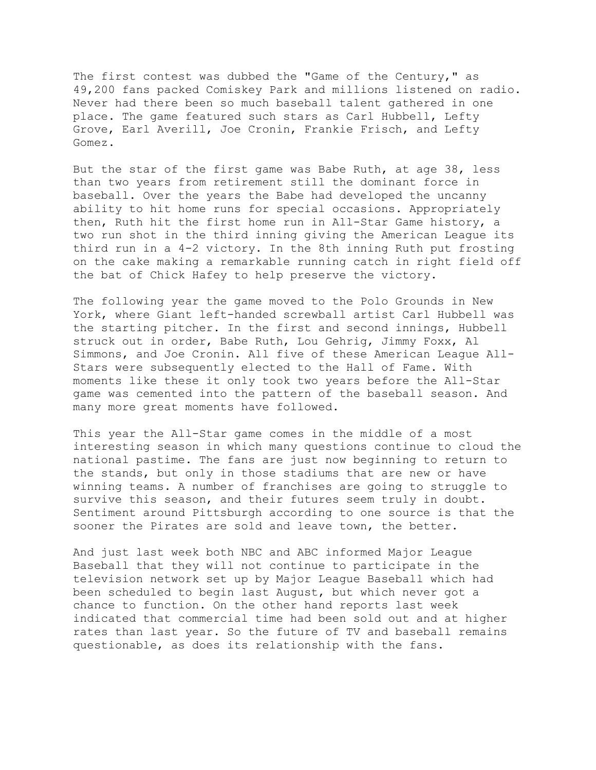The first contest was dubbed the "Game of the Century," as 49,200 fans packed Comiskey Park and millions listened on radio. Never had there been so much baseball talent gathered in one place. The game featured such stars as Carl Hubbell, Lefty Grove, Earl Averill, Joe Cronin, Frankie Frisch, and Lefty Gomez.

But the star of the first game was Babe Ruth, at age 38, less than two years from retirement still the dominant force in baseball. Over the years the Babe had developed the uncanny ability to hit home runs for special occasions. Appropriately then, Ruth hit the first home run in All-Star Game history, a two run shot in the third inning giving the American League its third run in a 4-2 victory. In the 8th inning Ruth put frosting on the cake making a remarkable running catch in right field off the bat of Chick Hafey to help preserve the victory.

The following year the game moved to the Polo Grounds in New York, where Giant left-handed screwball artist Carl Hubbell was the starting pitcher. In the first and second innings, Hubbell struck out in order, Babe Ruth, Lou Gehrig, Jimmy Foxx, Al Simmons, and Joe Cronin. All five of these American League All-Stars were subsequently elected to the Hall of Fame. With moments like these it only took two years before the All-Star game was cemented into the pattern of the baseball season. And many more great moments have followed.

This year the All-Star game comes in the middle of a most interesting season in which many questions continue to cloud the national pastime. The fans are just now beginning to return to the stands, but only in those stadiums that are new or have winning teams. A number of franchises are going to struggle to survive this season, and their futures seem truly in doubt. Sentiment around Pittsburgh according to one source is that the sooner the Pirates are sold and leave town, the better.

And just last week both NBC and ABC informed Major League Baseball that they will not continue to participate in the television network set up by Major League Baseball which had been scheduled to begin last August, but which never got a chance to function. On the other hand reports last week indicated that commercial time had been sold out and at higher rates than last year. So the future of TV and baseball remains questionable, as does its relationship with the fans.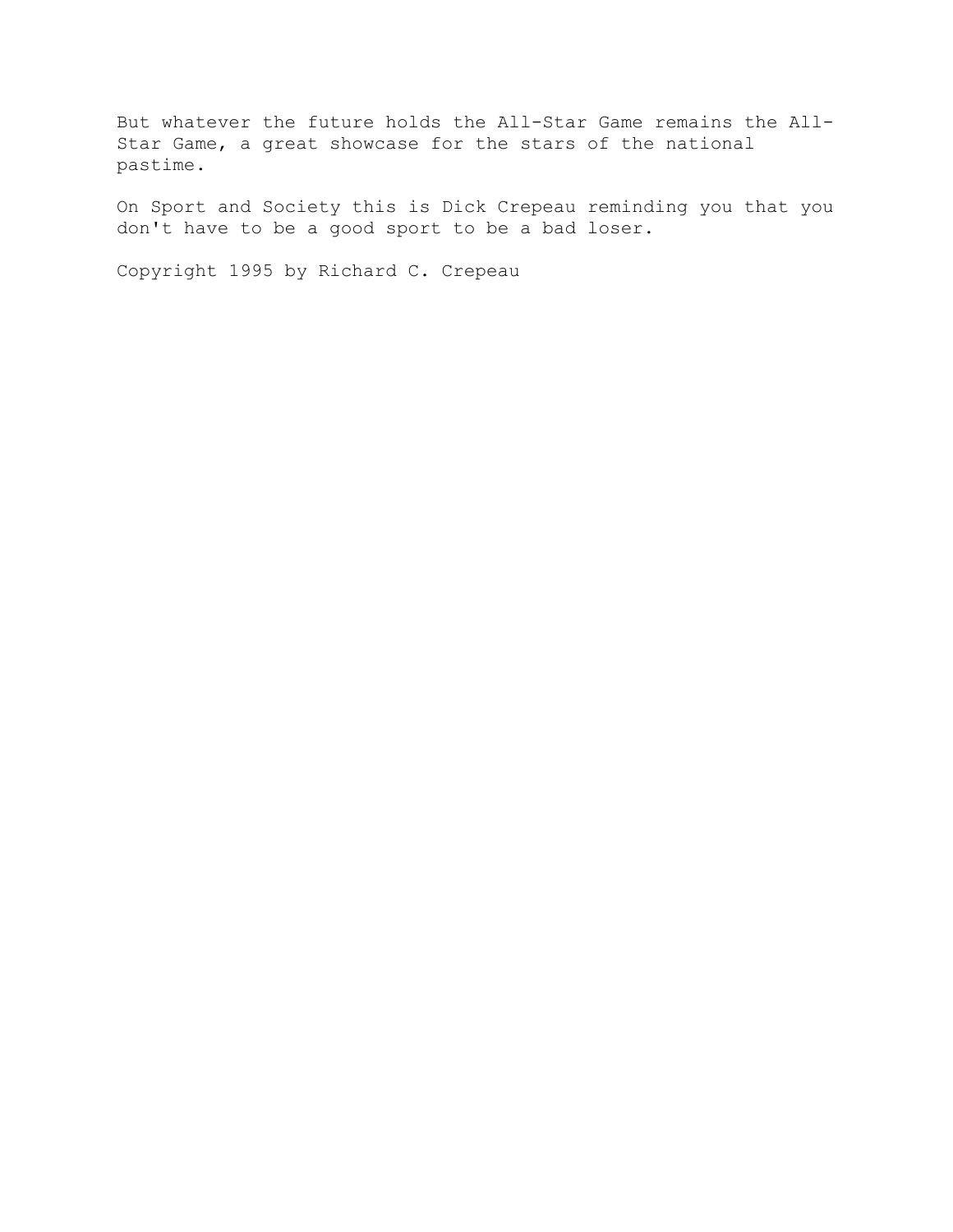But whatever the future holds the All-Star Game remains the All-Star Game, a great showcase for the stars of the national pastime.

On Sport and Society this is Dick Crepeau reminding you that you don't have to be a good sport to be a bad loser.

Copyright 1995 by Richard C. Crepeau